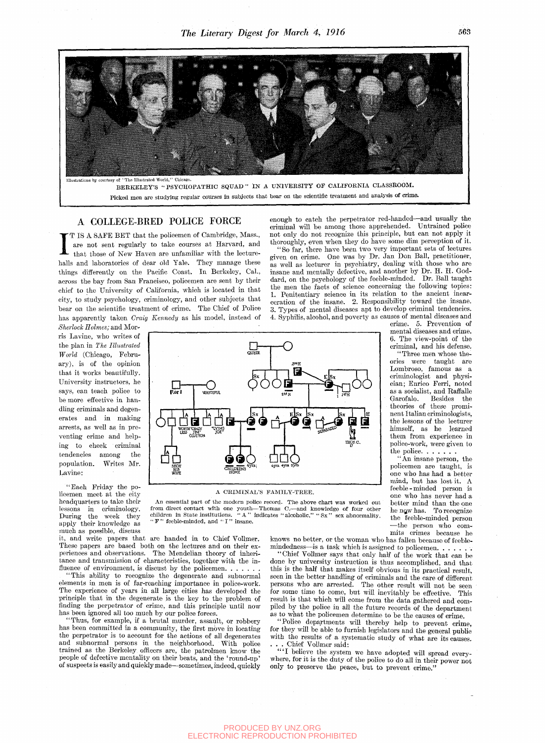Illustrations by courtesy of "The Illustrated World," Chicago.

BERKELEY'S "PSYCHOPATHIC SQUAD" IN A UNIVERSITY OF CALIFORNIA CLASSROOM.

Picked men are studying regular courses in subjects that bear on the scientific treatment and analysis of crime.

## A COLLEGE-BRED POLICE FORCE

IT IS A SAFE BET that the policemen of Cambridge, Mass., are not sent regularly to take courses at Harvard, and that those of New Haven are unfamiliar with the lecture-halls and laboratories of dear old Yale. They manage these things differently on the Pacific Coast. In Berkeley, Cal., across the bay from San Francisco, policemen are sent by their chief to the University of California, which is located in that city, to study psychology, criminology, and other subjects that bear on the scientific treatment of crime. The Chief of Police has apparently taken *Craig Kennedy* as his model, instead of *Sherlock Holmes;* and Morris Lavine, who writes of the plan in *The Illustrated World* (Chicago, February), is of the opinion that it works beautifully. University instructors, he says, can teach police to be more effective in handling criminals and degenerates and in making arrests, as well as in preventing crime and helping to check criminal tendencies among the population. Writes Mr. Lavine:

"Each Friday the policemen meet at the city headquarters to take their lessons in criminology. During the week they apply their knowledge as much as possible, discuss it, and write papers that are handed in to Chief Vollmer. These papers are based both on the lectures and on their experiences and observations. The Mendelian theory of inheritance and transmission of characteristics, together with the influence of environment, is discust by the policemen. . . . . . .

"This ability to recognize the degenerate and subnormal elements in men is of far-reaching importance in police-work. The experience of years in all large cities has developed the principle that in the degenerate is the key to the problem of finding the perpetrator of crime, and this principle until now has been ignored all too much by our police forces.

"Thus, for example, if a brutal murder, assault, or robbery has been committed in a community, the first move in locating the perpetrator is to account for the actions of all degenerates and subnormal persons in the neighborhood. With police trained as the Berkeley officers are, the patrolmen know the people of defective mentality on their beats, and the 'round-up' of suspects is easily and quickly made—sometimes, indeed, quickly enough to catch the perpetrator red-handed—and usually the criminal will be among those apprehended. Untrained police not only do not recognize this principle, but can not apply it thoroughly, even when they do have some dim perception of it.

"So far, there have been two very important sets of lectures given on crime. One was by Dr. Jan Don Ball, practitioner, as well as lecturer in psychiatry, dealing with those who are insane and mentally defective, and another by Dr. H. H. Goddard, on the psychology of the feeble-minded. Dr. Ball taught the men the facts of science concerning the following topics: 1. Penitentiary science in its relation to the ancient incarceration of the insane. 2. Responsibility toward the insane. 3. Types of mental diseases apt to develop criminal tendencies. 4. Syphilis, alcohol, and poverty as causes of mental diseases and crime. 5. Prevention of mental diseases and crime. 6. The view-point of the criminal, and his defense.

"Three men whose theories were taught are Lombroso, famous as a criminologist and physician; Enrico Ferri, noted as a socialist, and Raffalle Garofalo. Besides the theories of these prominent Italian criminologists, the lessons of the lecturer himself, as he learned them from experience in police-work, were given to the police. . . . . . .

"An insane person, the policemen are taught, is one who has had a better mind, but has lost it. A feeble-minded person is one who has never had a better mind than the one he now has. To recognize the feeble-minded person—the person who commits crimes because he knows no better, or the woman who has fallen because of feeble-mindedness—is a task which is assigned to policemen. . . . . . .

"Chief Vollmer says that only half of the work that can be done by university instruction is thus accomplished, and that this is the half that makes itself obvious in its practical result, seen in the better handling of criminals and the care of different persons who are arrested. The other result will not be seen for some time to come, but will inevitably be effective. This result is that which will come from the data gathered and compiled by the police in all the future records of the department as to what the policemen determine to be the causes of crime.

"Police departments will thereby help to prevent crime, for they will be able to furnish legislators and the general public with the results of a systematic study of what are its causes. . . . Chief Vollmer said:

"'I believe the system we have adopted will spread everywhere, for it is the duty of the police to do all in their power not only to preserve the peace, but to prevent crime.'"

A CRIMINAL'S FAMILY-TREE.

An essential part of the modern police record. The above chart was worked out from direct contact with one youth—Thomas C.—and knowledge of four other children in State institutions. "A" indicates "alcoholic," "Sx" sex abnormality, "F" feeble-minded, and "I" insane.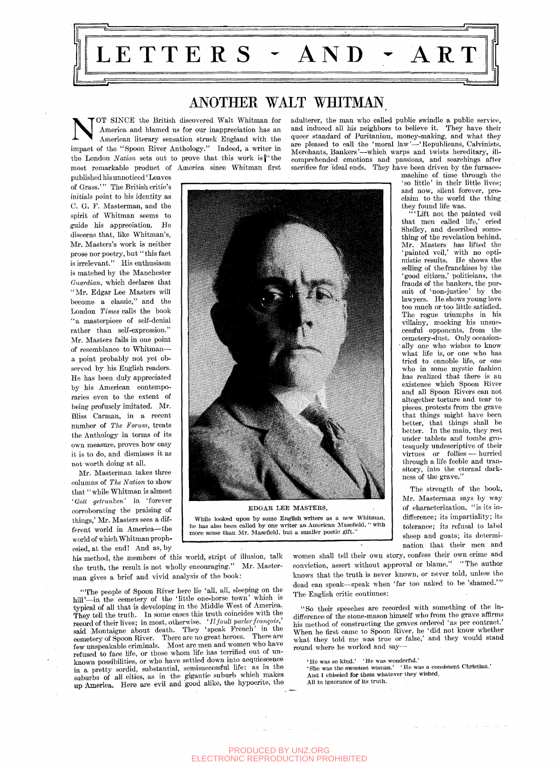# LETTERS - AND - ART

## ANOTHER WALT WHITMAN

NOT SINCE the British discovered Walt Whitman for America and blamed us for our inappreciation has an American literary sensation struck England with the impact of the "Spoon River Anthology." Indeed, a writer in the London *Nation* sets out to prove that this work is "the most remarkable product of America since Whitman first published his unnoticed 'Leaves of Grass.'" The British critic's initials point to his identity as C. G. F. Masterman, and the spirit of Whitman seems to guide his appreciation. He discerns that, like Whitman's, Mr. Masters's work is neither prose nor poetry, but "this fact is irrelevant." His enthusiasm is matched by the Manchester *Guardian*, which declares that "Mr. Edgar Lee Masters will become a classic," and the London *Times* calls the book "a masterpiece of self-denial rather than self-expression." Mr. Masters fails in one point of resemblance to Whitman—a point probably not yet observed by his English readers. He has been duly appreciated by his American contemporaries even to the extent of being profusely imitated. Mr. Bliss Carman, in a recent number of *The Forum*, treats the Anthology in terms of its own measure, proves how easy it is to do, and dismisses it as not worth doing at all.

Mr. Masterman takes three columns of *The Nation* to show that "while Whitman is almost '*Gott getrunken*' in 'forever corroborating the praising of things,' Mr. Masters sees a different world in America—the world of which Whitman prophesied, at the end! And as, by his method, the members of this world, stript of illusion, talk the truth, the result is not wholly encouraging." Mr. Masterman gives a brief and vivid analysis of the book:

"The people of Spoon River here lie 'all, all, sleeping on the hill'—in the cemetery of the 'little one-horse town' which is typical of all that is developing in the Middle West of America. They tell the truth. In some cases this truth coincides with the record of their lives; in most, otherwise. '*Il fault parler françois*,' said Montaigne about death. They 'speak French' in the cemetery of Spoon River. There are no great heroes. There are few unspeakable criminals. Most are men and women who have refused to face life, or those whom life has terrified out of unknown possibilities, or who have settled down into acquiescence in a pretty sordid, substantial, semisuccessful life: as in the suburbs of all cities, as in the gigantic suburb which makes up America. Here are evil and good alike, the hypocrite, the adulterer, the man who called public swindle a public service, and induced all his neighbors to believe it. They have their queer standard of Puritanism, money-making, and what they are pleased to call the 'moral law'—'Republicans, Calvinists, Merchants, Bankers'—which warps and twists hereditary, ill-comprehended emotions and passions, and searchings after sacrifice for ideal ends. They have been driven by the furnace-machine of time through the 'so little' in their little lives; and now, silent forever, proclaim to the world the thing they found life was.

"'Lift not the painted veil that men called life,' cried Shelley, and described something of the revelation behind. Mr. Masters has lifted the 'painted veil,' with no optimistic results. He shows the selling of the franchises by the 'good citizen,' politicians, the frauds of the bankers, the pursuit of 'non-justice' by the lawyers. He shows young love too much or too little satisfied. The rogue triumphs in his villainy, mocking his unsuccessful opponents, from the cemetery-dust. Only occasionally one who wishes to know what life is, or one who has tried to ennoble life, or one who in some mystic fashion has realized that there is an existence which Spoon River and all Spoon Rivers can not altogether torture and tear to pieces, protests from the grave that things might have been better, that things shall be better. In the main, they rest under tablets and tombs grotesquely undescriptive of their virtues or follies — hurried through a life feeble and transitory, into the eternal darkness of the grave."

EDGAR LEE MASTERS,

While looked upon by some English writers as a new Whitman, he has also been called by one writer an American Masefield, "with more sense than Mr. Masefield, but a smaller poetic gift."

The strength of the book, Mr. Masterman says by way of characterization, "is its indifference; its impartiality; its tolerance; its refusal to label sheep and goats; its determination that their men and women shall tell their own story, confess their own crime and conviction, assert without approval or blame." "The author knows that the truth is never known, or never told, unless the dead can speak—speak when 'far too naked to be 'shamed.'" The English critic continues:

"So their speeches are recorded with something of the indifference of the stone-mason himself who from the grave affirms his method of constructing the graves ordered 'as per contract.' When he first came to Spoon River, he 'did not know whether what they told me was true or false,' and they would stand round where he worked and say—

'He was so kind.' 'He was wonderful.'
'She was the sweetest woman.' 'He was a consistent Christian.'
And I chiseled for them whatever they wished,
All in ignorance of its truth.